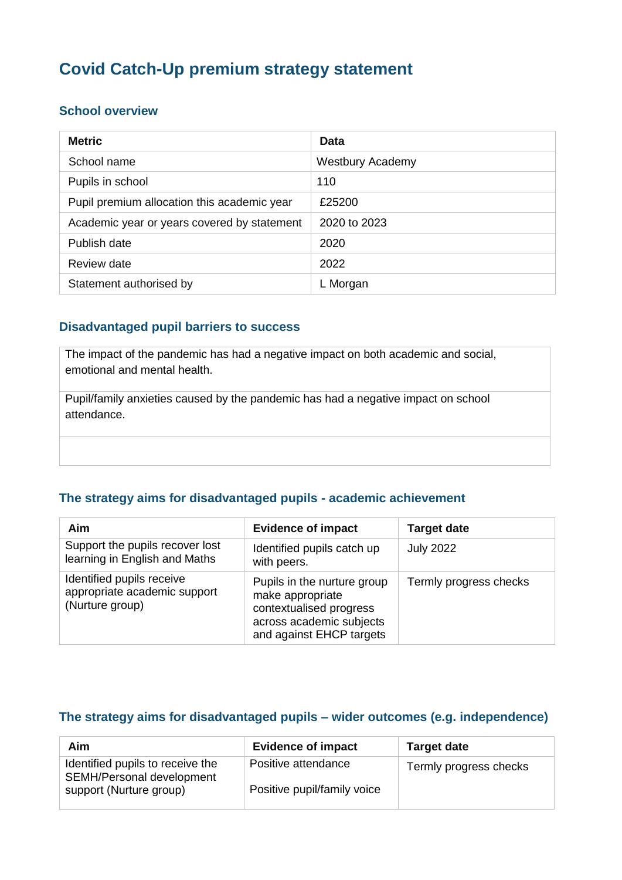# Covid Catch-Up premium strategy statement

## School overview

| Metric | Data |
|---|---|
| School name | Westbury Academy |
| Pupils in school | 110 |
| Pupil premium allocation this academic year | £25200 |
| Academic year or years covered by statement | 2020 to 2023 |
| Publish date | 2020 |
| Review date | 2022 |
| Statement authorised by | L Morgan |

## Disadvantaged pupil barriers to success

| |
|---|
| The impact of the pandemic has had a negative impact on both academic and social, emotional and mental health. |
| Pupil/family anxieties caused by the pandemic has had a negative impact on school attendance. |
| |

## The strategy aims for disadvantaged pupils - academic achievement

| Aim | Evidence of impact | Target date |
|---|---|---|
| Support the pupils recover lost learning in English and Maths | Identified pupils catch up with peers. | July 2022 |
| Identified pupils receive appropriate academic support (Nurture group) | Pupils in the nurture group make appropriate contextualised progress across academic subjects and against EHCP targets | Termly progress checks |

## The strategy aims for disadvantaged pupils – wider outcomes (e.g. independence)

| Aim | Evidence of impact | Target date |
|---|---|---|
| Identified pupils to receive the SEMH/Personal development support (Nurture group) | Positive attendance<br><br>Positive pupil/family voice | Termly progress checks |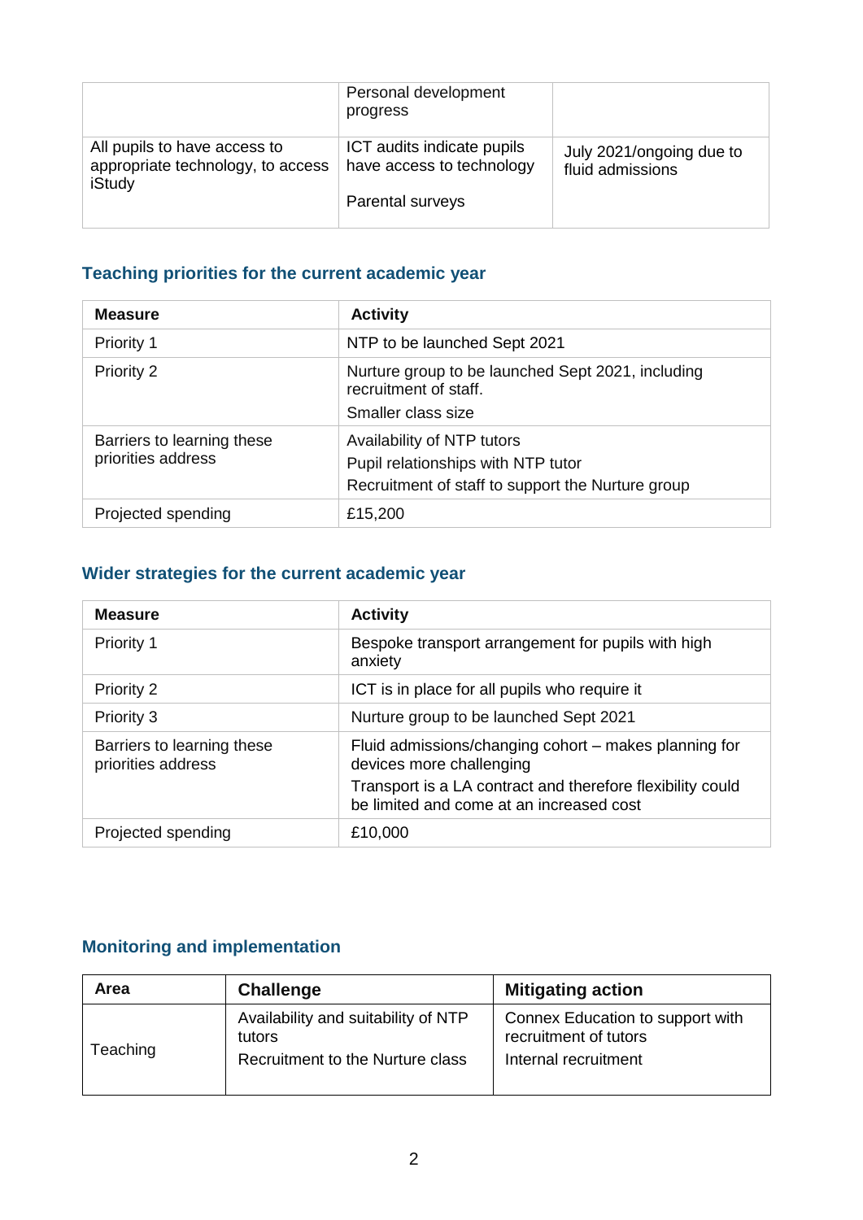|  |  |  |
|---|---|---|
|  | Personal development progress |  |
| All pupils to have access to appropriate technology, to access iStudy | ICT audits indicate pupils have access to technology<br><br>Parental surveys | July 2021/ongoing due to fluid admissions |

## Teaching priorities for the current academic year

| Measure | Activity |
|---|---|
| Priority 1 | NTP to be launched Sept 2021 |
| Priority 2 | Nurture group to be launched Sept 2021, including recruitment of staff.<br>Smaller class size |
| Barriers to learning these priorities address | Availability of NTP tutors<br>Pupil relationships with NTP tutor<br>Recruitment of staff to support the Nurture group |
| Projected spending | £15,200 |

## Wider strategies for the current academic year

| Measure | Activity |
|---|---|
| Priority 1 | Bespoke transport arrangement for pupils with high anxiety |
| Priority 2 | ICT is in place for all pupils who require it |
| Priority 3 | Nurture group to be launched Sept 2021 |
| Barriers to learning these priorities address | Fluid admissions/changing cohort – makes planning for devices more challenging<br>Transport is a LA contract and therefore flexibility could be limited and come at an increased cost |
| Projected spending | £10,000 |

## Monitoring and implementation

| Area | Challenge | Mitigating action |
|---|---|---|
| Teaching | Availability and suitability of NTP tutors<br>Recruitment to the Nurture class | Connex Education to support with recruitment of tutors<br>Internal recruitment |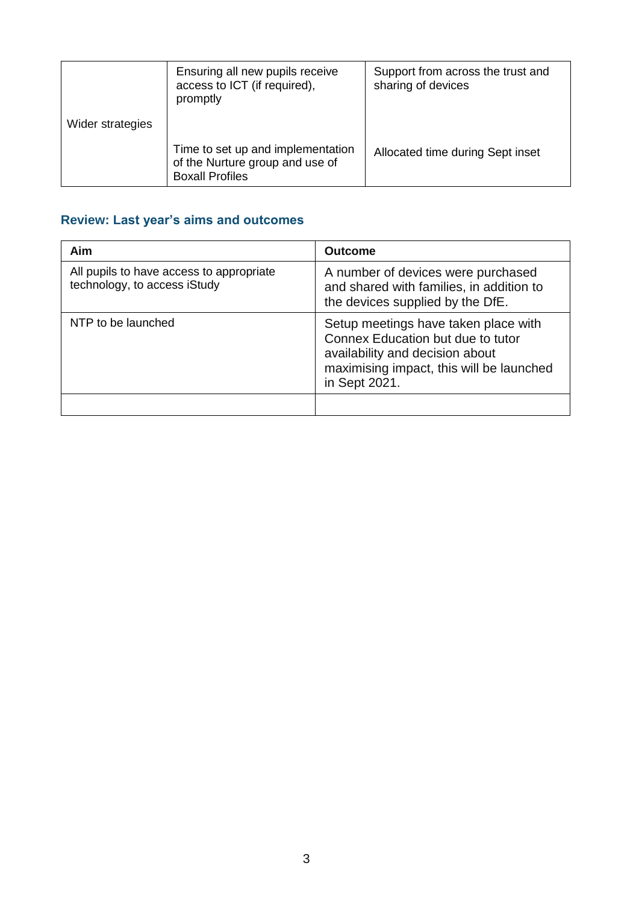| | | |
|---|---|---|
| Wider strategies | Ensuring all new pupils receive access to ICT (if required), promptly | Support from across the trust and sharing of devices |
| | Time to set up and implementation of the Nurture group and use of Boxall Profiles | Allocated time during Sept inset |

## Review: Last year's aims and outcomes

| Aim | Outcome |
|---|---|
| All pupils to have access to appropriate technology, to access iStudy | A number of devices were purchased and shared with families, in addition to the devices supplied by the DfE. |
| NTP to be launched | Setup meetings have taken place with Connex Education but due to tutor availability and decision about maximising impact, this will be launched in Sept 2021. |
| | |